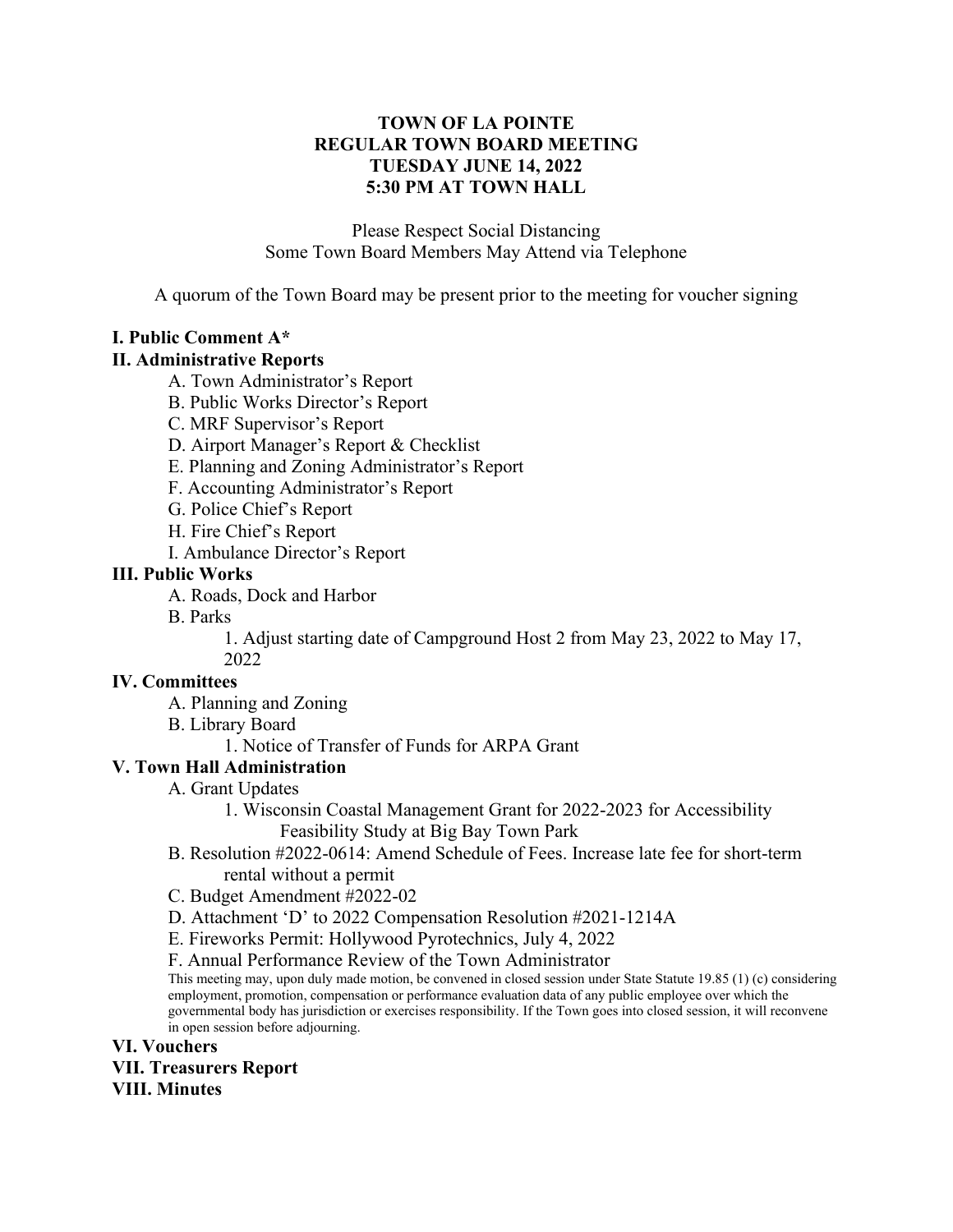**TOWN OF LA POINTE**
**REGULAR TOWN BOARD MEETING**
**TUESDAY JUNE 14, 2022**
**5:30 PM AT TOWN HALL**

Please Respect Social Distancing
Some Town Board Members May Attend via Telephone

A quorum of the Town Board may be present prior to the meeting for voucher signing

**I. Public Comment A***

**II. Administrative Reports**

- A. Town Administrator's Report
- B. Public Works Director's Report
- C. MRF Supervisor's Report
- D. Airport Manager's Report & Checklist
- E. Planning and Zoning Administrator's Report
- F. Accounting Administrator's Report
- G. Police Chief's Report
- H. Fire Chief's Report
- I. Ambulance Director's Report

**III. Public Works**

- A. Roads, Dock and Harbor
- B. Parks
    - 1. Adjust starting date of Campground Host 2 from May 23, 2022 to May 17, 2022

**IV. Committees**

- A. Planning and Zoning
- B. Library Board
    - 1. Notice of Transfer of Funds for ARPA Grant

**V. Town Hall Administration**

- A. Grant Updates
    - 1. Wisconsin Coastal Management Grant for 2022-2023 for Accessibility Feasibility Study at Big Bay Town Park
- B. Resolution #2022-0614: Amend Schedule of Fees. Increase late fee for short-term rental without a permit
- C. Budget Amendment #2022-02
- D. Attachment 'D' to 2022 Compensation Resolution #2021-1214A
- E. Fireworks Permit: Hollywood Pyrotechnics, July 4, 2022
- F. Annual Performance Review of the Town Administrator

This meeting may, upon duly made motion, be convened in closed session under State Statute 19.85 (1) (c) considering employment, promotion, compensation or performance evaluation data of any public employee over which the governmental body has jurisdiction or exercises responsibility. If the Town goes into closed session, it will reconvene in open session before adjourning.

**VI. Vouchers**

**VII. Treasurers Report**

**VIII. Minutes**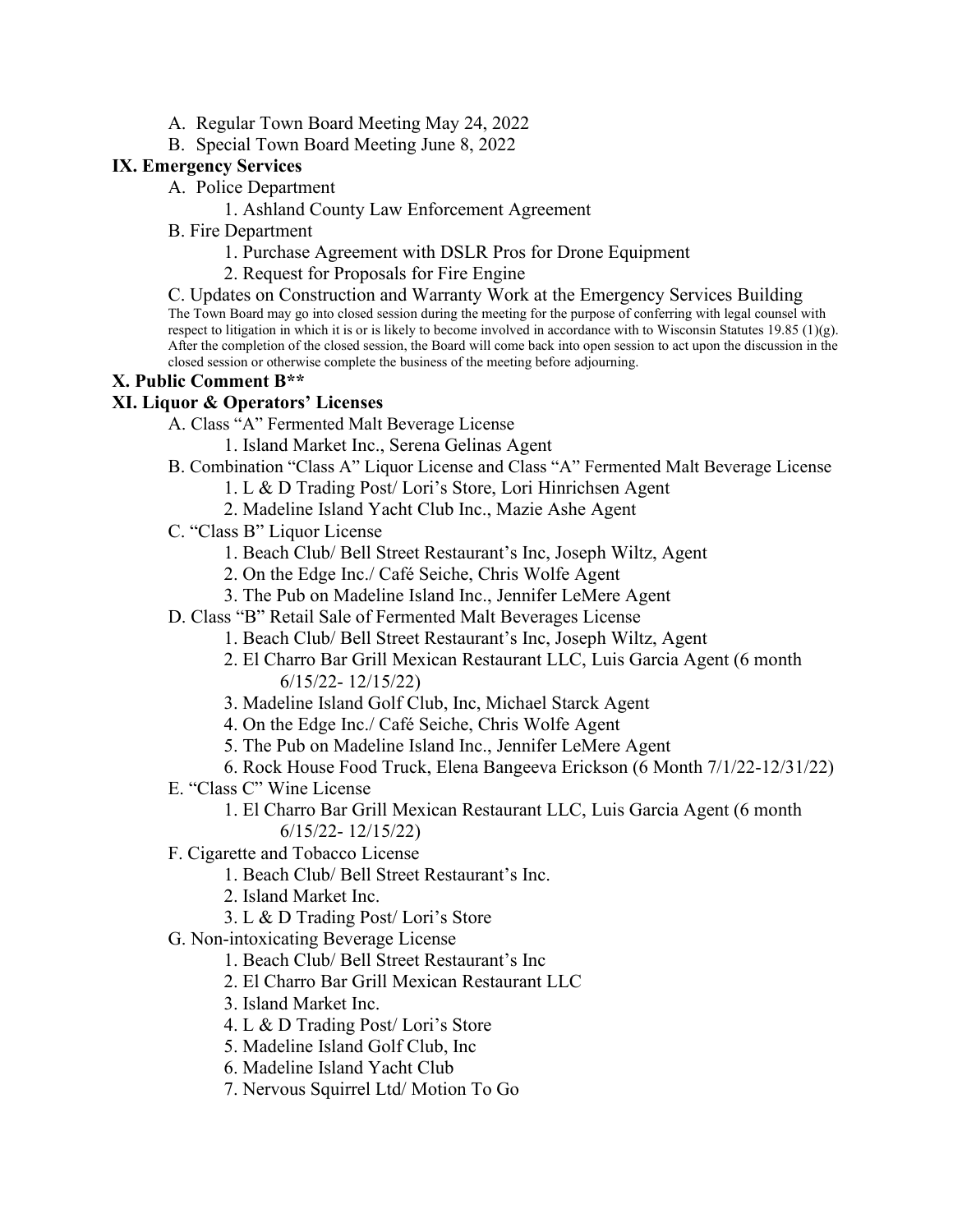A. Regular Town Board Meeting May 24, 2022
B. Special Town Board Meeting June 8, 2022

**IX. Emergency Services**

A. Police Department
   1. Ashland County Law Enforcement Agreement

B. Fire Department
   1. Purchase Agreement with DSLR Pros for Drone Equipment
   2. Request for Proposals for Fire Engine

C. Updates on Construction and Warranty Work at the Emergency Services Building

The Town Board may go into closed session during the meeting for the purpose of conferring with legal counsel with respect to litigation in which it is or is likely to become involved in accordance with to Wisconsin Statutes 19.85 (1)(g). After the completion of the closed session, the Board will come back into open session to act upon the discussion in the closed session or otherwise complete the business of the meeting before adjourning.

**X. Public Comment B****

**XI. Liquor & Operators' Licenses**

A. Class "A" Fermented Malt Beverage License
   1. Island Market Inc., Serena Gelinas Agent

B. Combination "Class A" Liquor License and Class "A" Fermented Malt Beverage License
   1. L & D Trading Post/ Lori's Store, Lori Hinrichsen Agent
   2. Madeline Island Yacht Club Inc., Mazie Ashe Agent

C. "Class B" Liquor License
   1. Beach Club/ Bell Street Restaurant's Inc, Joseph Wiltz, Agent
   2. On the Edge Inc./ Café Seiche, Chris Wolfe Agent
   3. The Pub on Madeline Island Inc., Jennifer LeMere Agent

D. Class "B" Retail Sale of Fermented Malt Beverages License
   1. Beach Club/ Bell Street Restaurant's Inc, Joseph Wiltz, Agent
   2. El Charro Bar Grill Mexican Restaurant LLC, Luis Garcia Agent (6 month 6/15/22- 12/15/22)
   3. Madeline Island Golf Club, Inc, Michael Starck Agent
   4. On the Edge Inc./ Café Seiche, Chris Wolfe Agent
   5. The Pub on Madeline Island Inc., Jennifer LeMere Agent
   6. Rock House Food Truck, Elena Bangeeva Erickson (6 Month 7/1/22-12/31/22)

E. "Class C" Wine License
   1. El Charro Bar Grill Mexican Restaurant LLC, Luis Garcia Agent (6 month 6/15/22- 12/15/22)

F. Cigarette and Tobacco License
   1. Beach Club/ Bell Street Restaurant's Inc.
   2. Island Market Inc.
   3. L & D Trading Post/ Lori's Store

G. Non-intoxicating Beverage License
   1. Beach Club/ Bell Street Restaurant's Inc
   2. El Charro Bar Grill Mexican Restaurant LLC
   3. Island Market Inc.
   4. L & D Trading Post/ Lori's Store
   5. Madeline Island Golf Club, Inc
   6. Madeline Island Yacht Club
   7. Nervous Squirrel Ltd/ Motion To Go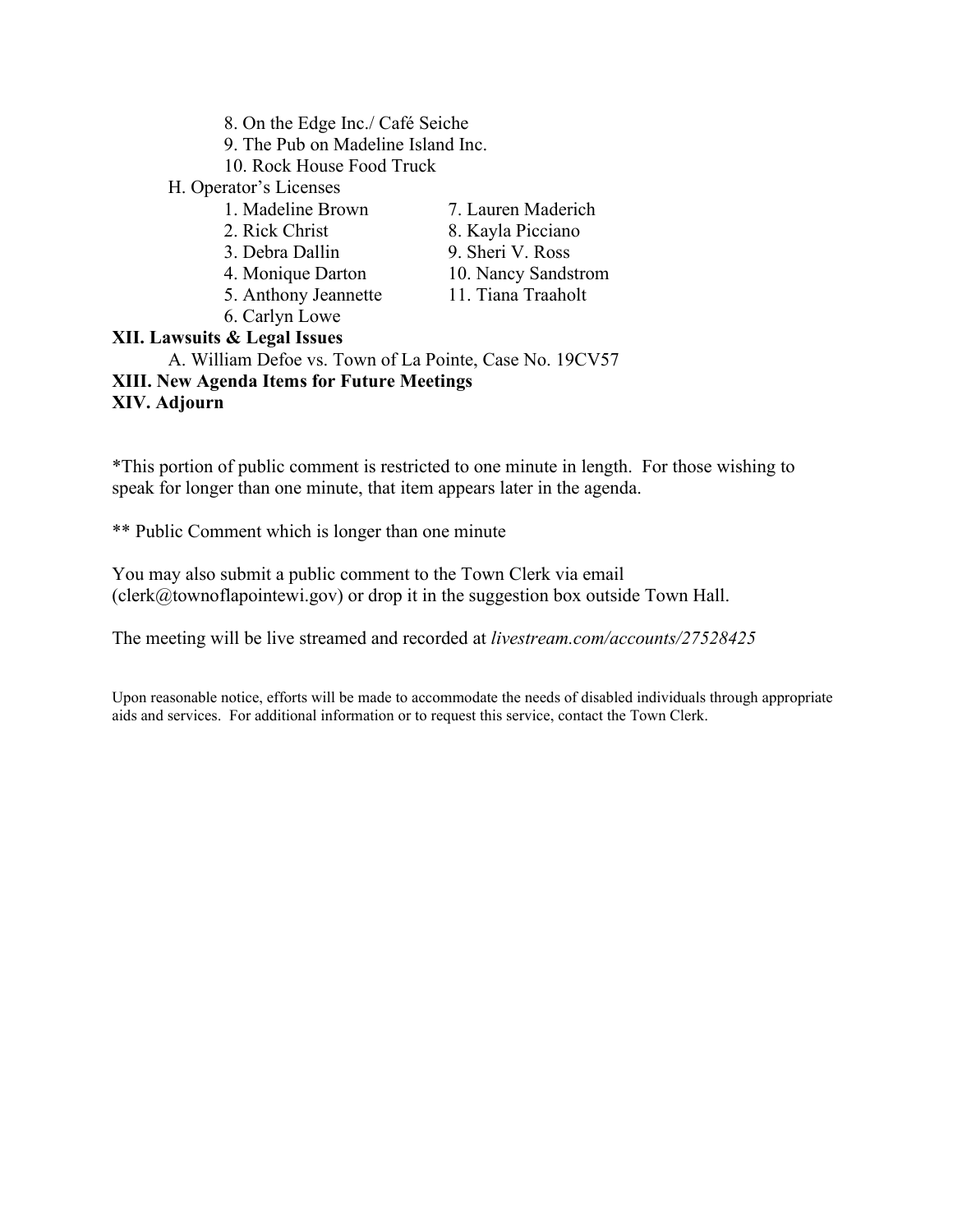8. On the Edge Inc./ Café Seiche
9. The Pub on Madeline Island Inc.
10. Rock House Food Truck

H. Operator's Licenses

1. Madeline Brown
2. Rick Christ
3. Debra Dallin
4. Monique Darton
5. Anthony Jeannette
6. Carlyn Lowe
7. Lauren Maderich
8. Kayla Picciano
9. Sheri V. Ross
10. Nancy Sandstrom
11. Tiana Traaholt

**XII. Lawsuits & Legal Issues**

A. William Defoe vs. Town of La Pointe, Case No. 19CV57

**XIII. New Agenda Items for Future Meetings**

**XIV. Adjourn**

*This portion of public comment is restricted to one minute in length. For those wishing to speak for longer than one minute, that item appears later in the agenda.

** Public Comment which is longer than one minute

You may also submit a public comment to the Town Clerk via email (clerk@townoflapointewi.gov) or drop it in the suggestion box outside Town Hall.

The meeting will be live streamed and recorded at *livestream.com/accounts/27528425*

Upon reasonable notice, efforts will be made to accommodate the needs of disabled individuals through appropriate aids and services. For additional information or to request this service, contact the Town Clerk.